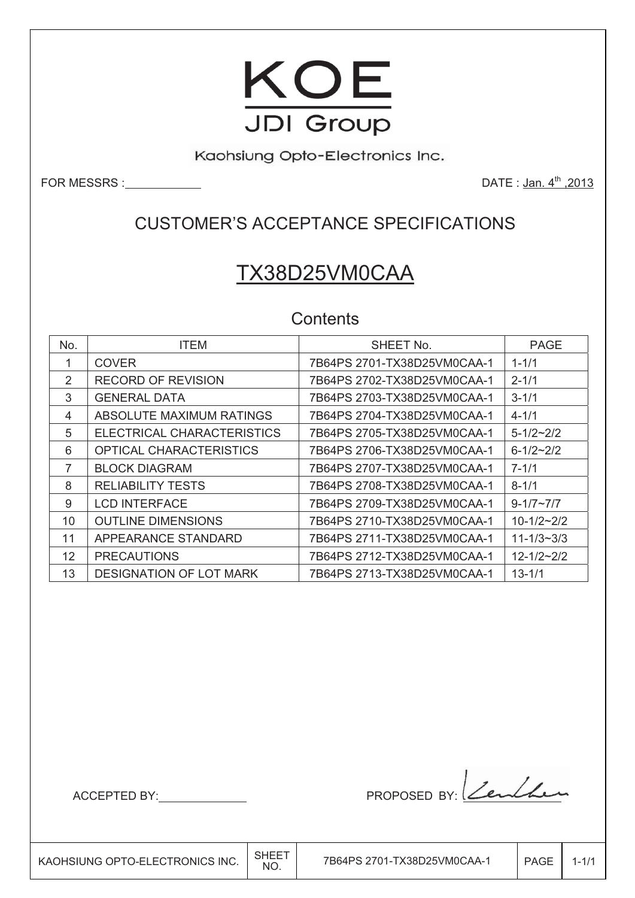# KOE

## JDI Group

Kaohsiung Opto-Electronics Inc.

FOR MESSRS : ____________ DATE : Jan. 4th ,2013

## CUSTOMER'S ACCEPTANCE SPECIFICATIONS

## TX38D25VM0CAA

### Contents

| No. | ITEM | SHEET No. | PAGE |
|---|---|---|---|
| 1 | COVER | 7B64PS 2701-TX38D25VM0CAA-1 | 1-1/1 |
| 2 | RECORD OF REVISION | 7B64PS 2702-TX38D25VM0CAA-1 | 2-1/1 |
| 3 | GENERAL DATA | 7B64PS 2703-TX38D25VM0CAA-1 | 3-1/1 |
| 4 | ABSOLUTE MAXIMUM RATINGS | 7B64PS 2704-TX38D25VM0CAA-1 | 4-1/1 |
| 5 | ELECTRICAL CHARACTERISTICS | 7B64PS 2705-TX38D25VM0CAA-1 | 5-1/2~2/2 |
| 6 | OPTICAL CHARACTERISTICS | 7B64PS 2706-TX38D25VM0CAA-1 | 6-1/2~2/2 |
| 7 | BLOCK DIAGRAM | 7B64PS 2707-TX38D25VM0CAA-1 | 7-1/1 |
| 8 | RELIABILITY TESTS | 7B64PS 2708-TX38D25VM0CAA-1 | 8-1/1 |
| 9 | LCD INTERFACE | 7B64PS 2709-TX38D25VM0CAA-1 | 9-1/7~7/7 |
| 10 | OUTLINE DIMENSIONS | 7B64PS 2710-TX38D25VM0CAA-1 | 10-1/2~2/2 |
| 11 | APPEARANCE STANDARD | 7B64PS 2711-TX38D25VM0CAA-1 | 11-1/3~3/3 |
| 12 | PRECAUTIONS | 7B64PS 2712-TX38D25VM0CAA-1 | 12-1/2~2/2 |
| 13 | DESIGNATION OF LOT MARK | 7B64PS 2713-TX38D25VM0CAA-1 | 13-1/1 |

ACCEPTED BY: ____________ PROPOSED BY: ____________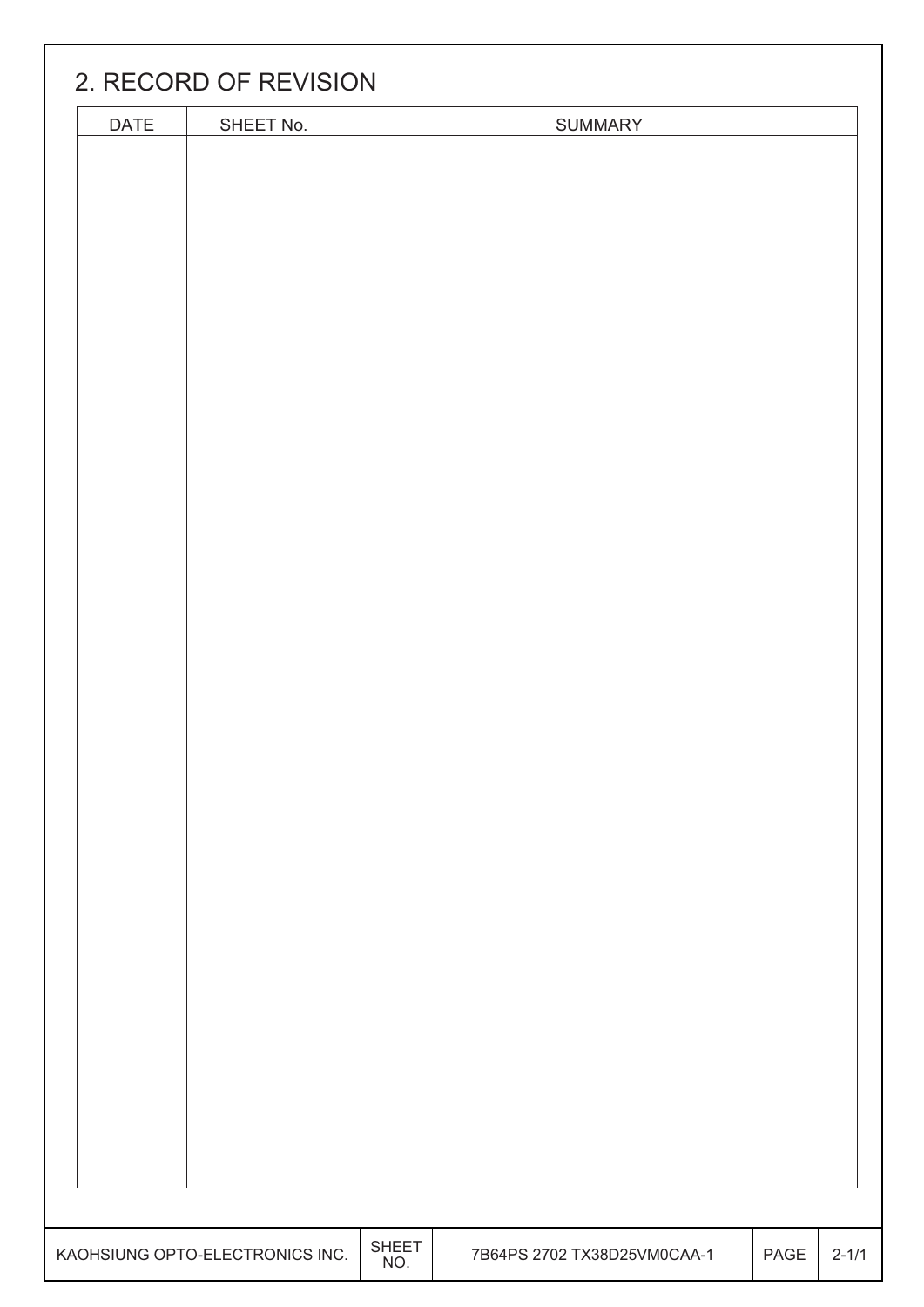## 2. RECORD OF REVISION

| DATE | SHEET No. | SUMMARY |
| --- | --- | --- |
| | | |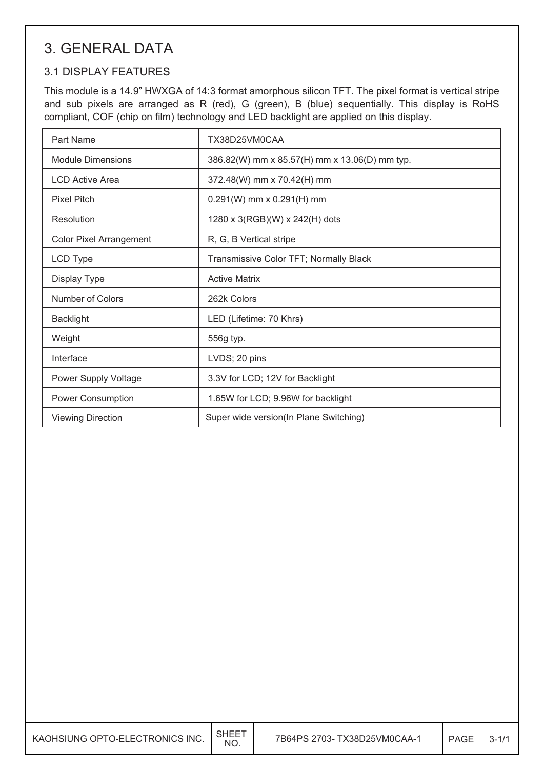# 3. GENERAL DATA

## 3.1 DISPLAY FEATURES

This module is a 14.9" HWXGA of 14:3 format amorphous silicon TFT. The pixel format is vertical stripe and sub pixels are arranged as R (red), G (green), B (blue) sequentially. This display is RoHS compliant, COF (chip on film) technology and LED backlight are applied on this display.

| Part Name | TX38D25VM0CAA |
|---|---|
| Module Dimensions | 386.82(W) mm x 85.57(H) mm x 13.06(D) mm typ. |
| LCD Active Area | 372.48(W) mm x 70.42(H) mm |
| Pixel Pitch | 0.291(W) mm x 0.291(H) mm |
| Resolution | 1280 x 3(RGB)(W) x 242(H) dots |
| Color Pixel Arrangement | R, G, B Vertical stripe |
| LCD Type | Transmissive Color TFT; Normally Black |
| Display Type | Active Matrix |
| Number of Colors | 262k Colors |
| Backlight | LED (Lifetime: 70 Khrs) |
| Weight | 556g typ. |
| Interface | LVDS; 20 pins |
| Power Supply Voltage | 3.3V for LCD; 12V for Backlight |
| Power Consumption | 1.65W for LCD; 9.96W for backlight |
| Viewing Direction | Super wide version(In Plane Switching) |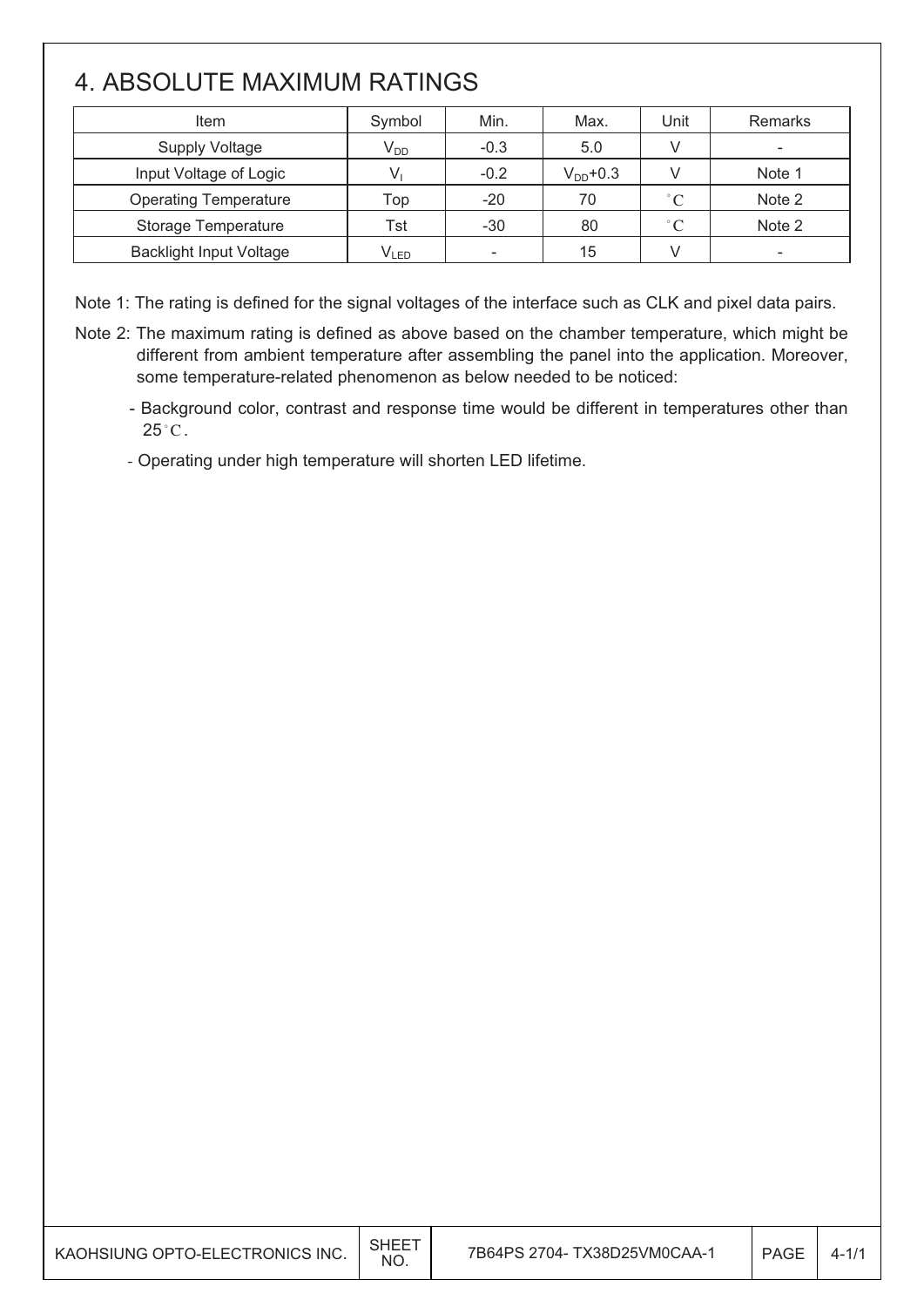# 4. ABSOLUTE MAXIMUM RATINGS

| Item | Symbol | Min. | Max. | Unit | Remarks |
|---|---|---|---|---|---|
| Supply Voltage | $V_{DD}$ | -0.3 | 5.0 | V | - |
| Input Voltage of Logic | $V_I$ | -0.2 | $V_{DD}$+0.3 | V | Note 1 |
| Operating Temperature | Top | -20 | 70 | °C | Note 2 |
| Storage Temperature | Tst | -30 | 80 | °C | Note 2 |
| Backlight Input Voltage | $V_{LED}$ | - | 15 | V | - |

Note 1: The rating is defined for the signal voltages of the interface such as CLK and pixel data pairs.

Note 2: The maximum rating is defined as above based on the chamber temperature, which might be different from ambient temperature after assembling the panel into the application. Moreover, some temperature-related phenomenon as below needed to be noticed:

- Background color, contrast and response time would be different in temperatures other than 25°C.
- Operating under high temperature will shorten LED lifetime.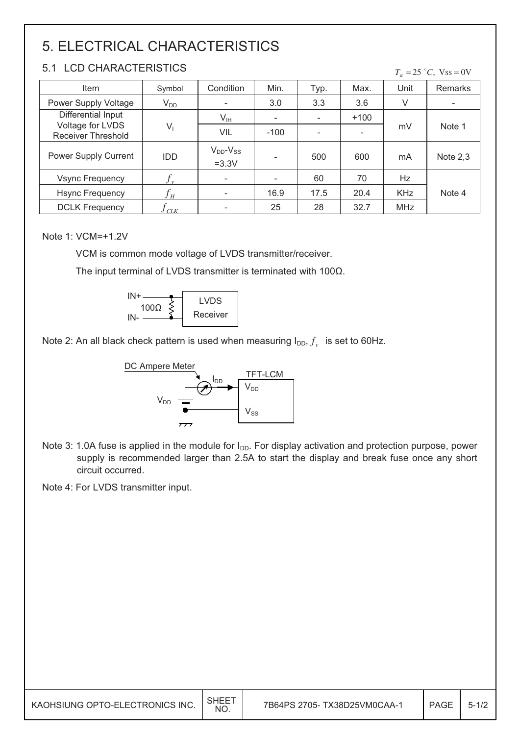// Reconstructed from an LCD spec page: an electrical-characteristics table with four explanatory notes; diagram labels are kept as text because no images were detected.
# 5. ELECTRICAL CHARACTERISTICS

## 5.1 LCD CHARACTERISTICS

$T_a = 25\ ^\circ C,\ V_{SS} = 0V$

| Item | Symbol | Condition | Min. | Typ. | Max. | Unit | Remarks |
|---|---|---|---|---|---|---|---|
| Power Supply Voltage | $V_{DD}$ | - | 3.0 | 3.3 | 3.6 | V | - |
| Differential Input Voltage for LVDS Receiver Threshold | $V_I$ | $V_{IH}$ | - | - | +100 | mV | Note 1 |
| | | VIL | -100 | - | - | | |
| Power Supply Current | IDD | $V_{DD}$-$V_{SS}$ =3.3V | - | 500 | 600 | mA | Note 2,3 |
| Vsync Frequency | $f_v$ | - | - | 60 | 70 | Hz | Note 4 |
| Hsync Frequency | $f_H$ | - | 16.9 | 17.5 | 20.4 | KHz | |
| DCLK Frequency | $f_{CLK}$ | - | 25 | 28 | 32.7 | MHz | |

Note 1: VCM=+1.2V

VCM is common mode voltage of LVDS transmitter/receiver.

The input terminal of LVDS transmitter is terminated with 100Ω.

IN+ / IN- — 100Ω — LVDS Receiver

Note 2: An all black check pattern is used when measuring $I_{DD}$, $f_v$ is set to 60Hz.

DC Ampere Meter — $I_{DD}$ — TFT-LCM ($V_{DD}$, $V_{SS}$)

Note 3: 1.0A fuse is applied in the module for $I_{DD}$. For display activation and protection purpose, power supply is recommended larger than 2.5A to start the display and break fuse once any short circuit occurred.

Note 4: For LVDS transmitter input.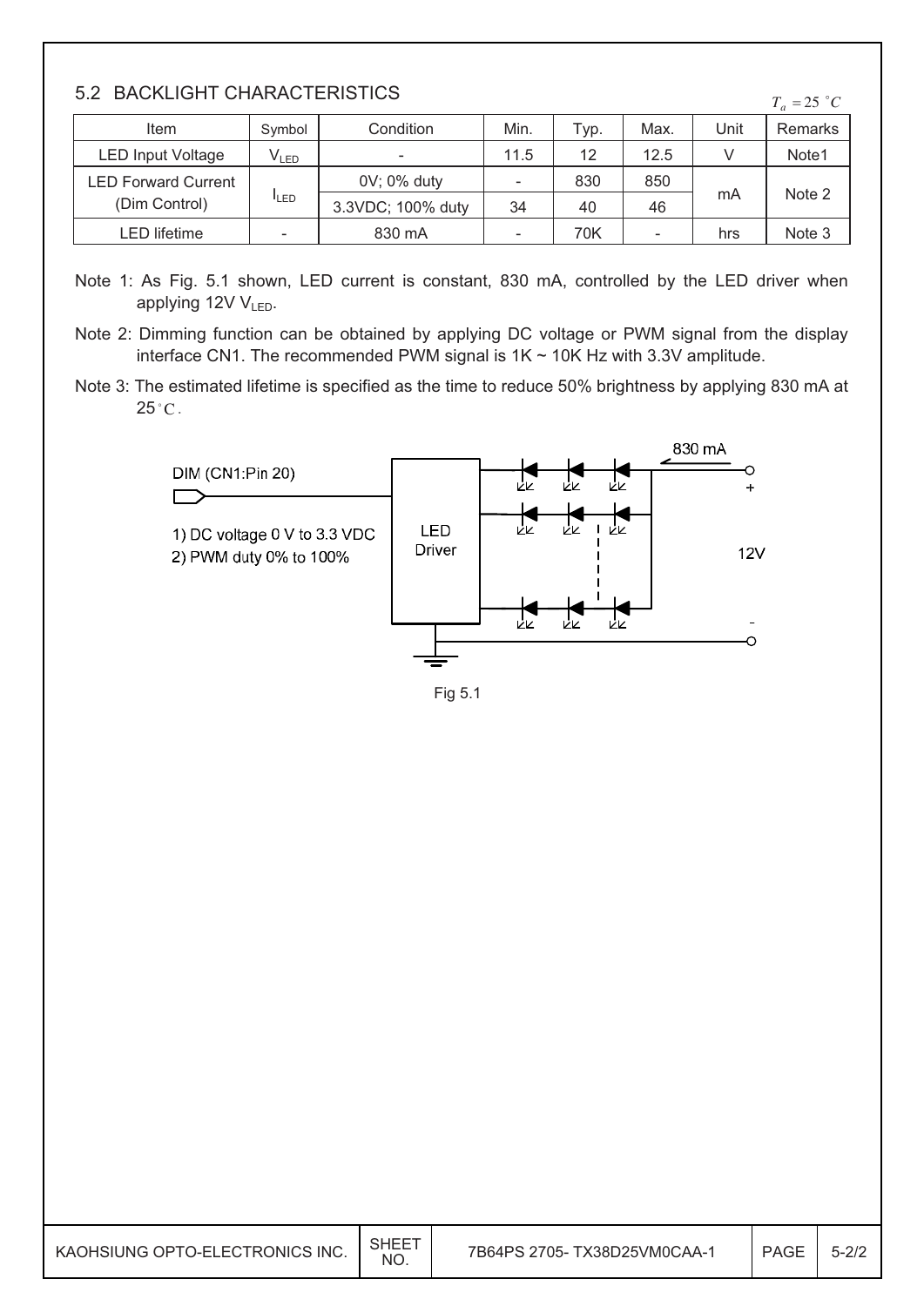## 5.2 BACKLIGHT CHARACTERISTICS

$T_a = 25\ ^{\circ}C$

| Item | Symbol | Condition | Min. | Typ. | Max. | Unit | Remarks |
|---|---|---|---|---|---|---|---|
| LED Input Voltage | $V_{LED}$ | - | 11.5 | 12 | 12.5 | V | Note1 |
| LED Forward Current (Dim Control) | $I_{LED}$ | 0V; 0% duty | - | 830 | 850 | mA | Note 2 |
| | | 3.3VDC; 100% duty | 34 | 40 | 46 | | |
| LED lifetime | - | 830 mA | - | 70K | - | hrs | Note 3 |

Note 1: As Fig. 5.1 shown, LED current is constant, 830 mA, controlled by the LED driver when applying 12V $V_{LED}$.

Note 2: Dimming function can be obtained by applying DC voltage or PWM signal from the display interface CN1. The recommended PWM signal is 1K ~ 10K Hz with 3.3V amplitude.

Note 3: The estimated lifetime is specified as the time to reduce 50% brightness by applying 830 mA at 25 $^{\circ}C$.

DIM (CN1:Pin 20)

1) DC voltage 0 V to 3.3 VDC
2) PWM duty 0% to 100%

LED Driver

830 mA

+ 12V -

Fig 5.1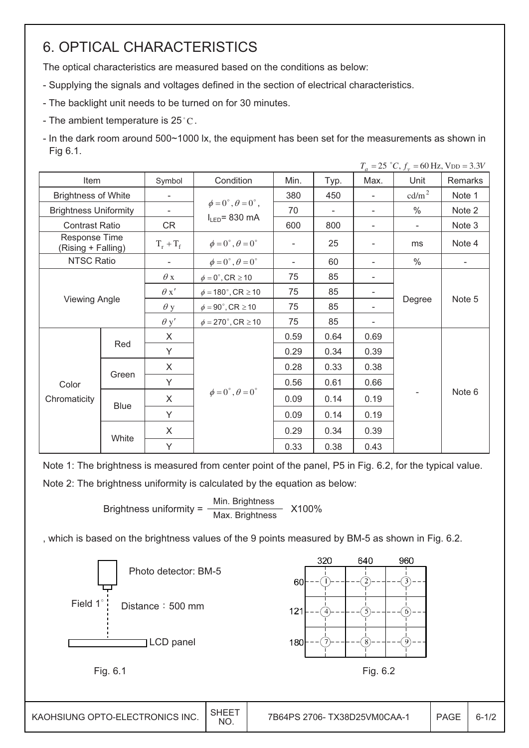# 6. OPTICAL CHARACTERISTICS

The optical characteristics are measured based on the conditions as below:

- Supplying the signals and voltages defined in the section of electrical characteristics.
- The backlight unit needs to be turned on for 30 minutes.
- The ambient temperature is 25°C.
- In the dark room around 500~1000 lx, the equipment has been set for the measurements as shown in Fig 6.1.

$T_a = 25\ ^\circ C,\ f_v = 60\ \text{Hz},\ V_{DD} = 3.3V$

| Item | | Symbol | Condition | Min. | Typ. | Max. | Unit | Remarks |
|---|---|---|---|---|---|---|---|---|
| Brightness of White | | - | $\phi = 0^\circ, \theta = 0^\circ$, $I_{LED}$= 830 mA | 380 | 450 | - | $cd/m^2$ | Note 1 |
| Brightness Uniformity | | - | | 70 | - | - | % | Note 2 |
| Contrast Ratio | | CR | | 600 | 800 | - | - | Note 3 |
| Response Time (Rising + Falling) | | $T_r + T_f$ | $\phi = 0^\circ, \theta = 0^\circ$ | - | 25 | - | ms | Note 4 |
| NTSC Ratio | | - | $\phi = 0^\circ, \theta = 0^\circ$ | - | 60 | - | % | - |
| Viewing Angle | | $\theta$ x | $\phi = 0^\circ$, CR $\geq$ 10 | 75 | 85 | - | Degree | Note 5 |
| | | $\theta$ x' | $\phi = 180^\circ$, CR $\geq$ 10 | 75 | 85 | - | | |
| | | $\theta$ y | $\phi = 90^\circ$, CR $\geq$ 10 | 75 | 85 | - | | |
| | | $\theta$ y' | $\phi = 270^\circ$, CR $\geq$ 10 | 75 | 85 | - | | |
| Color Chromaticity | Red | X | $\phi = 0^\circ, \theta = 0^\circ$ | 0.59 | 0.64 | 0.69 | - | Note 6 |
| | | Y | | 0.29 | 0.34 | 0.39 | | |
| | Green | X | | 0.28 | 0.33 | 0.38 | | |
| | | Y | | 0.56 | 0.61 | 0.66 | | |
| | Blue | X | | 0.09 | 0.14 | 0.19 | | |
| | | Y | | 0.09 | 0.14 | 0.19 | | |
| | White | X | | 0.29 | 0.34 | 0.39 | | |
| | | Y | | 0.33 | 0.38 | 0.43 | | |

Note 1: The brightness is measured from center point of the panel, P5 in Fig. 6.2, for the typical value.

Note 2: The brightness uniformity is calculated by the equation as below:

$$\text{Brightness uniformity} = \frac{\text{Min. Brightness}}{\text{Max. Brightness}} \times 100\%$$

, which is based on the brightness values of the 9 points measured by BM-5 as shown in Fig. 6.2.

Photo detector: BM-5

Field 1°

Distance：500 mm

LCD panel

Fig. 6.1

| | 320 | 640 | 960 |
|---|---|---|---|
| 60 | 1 | 2 | 3 |
| 121 | 4 | 5 | 6 |
| 180 | 7 | 8 | 9 |

Fig. 6.2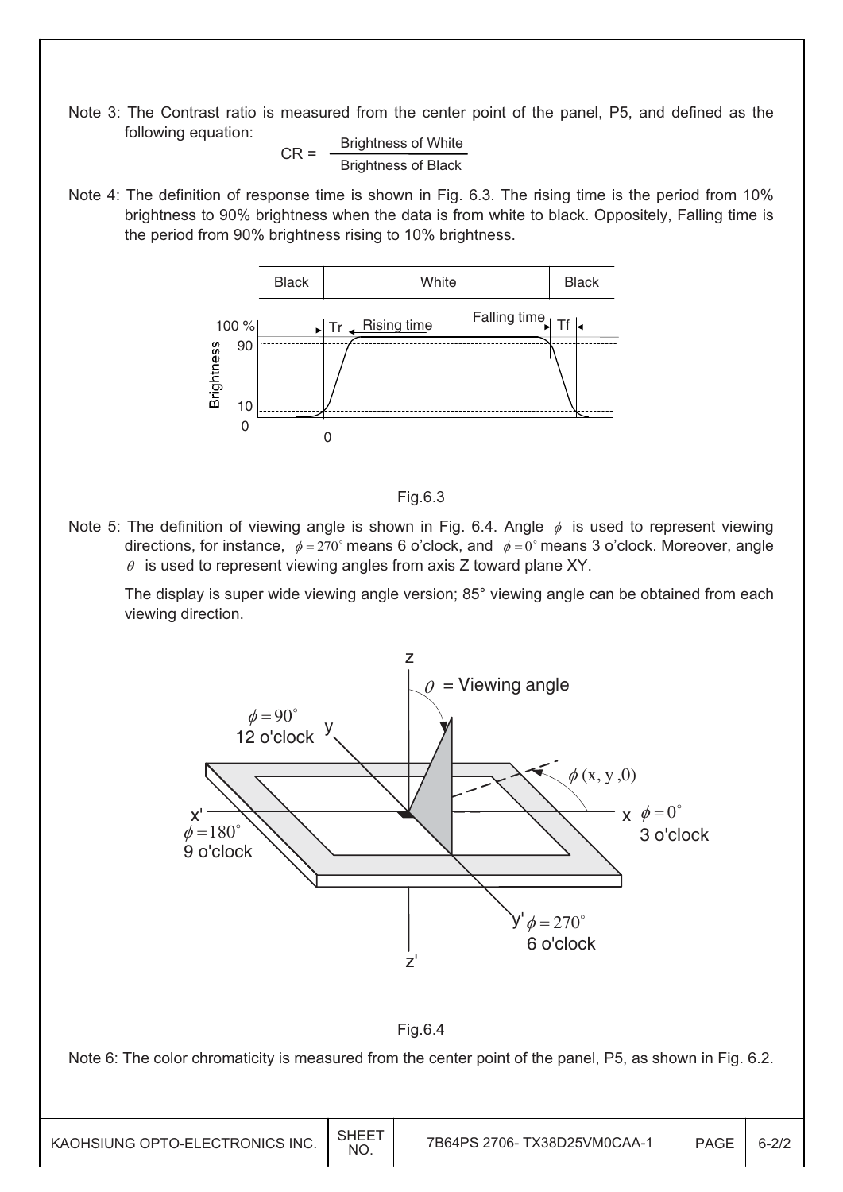Note 3: The Contrast ratio is measured from the center point of the panel, P5, and defined as the following equation:

$$CR = \frac{\text{Brightness of White}}{\text{Brightness of Black}}$$

Note 4: The definition of response time is shown in Fig. 6.3. The rising time is the period from 10% brightness to 90% brightness when the data is from white to black. Oppositely, Falling time is the period from 90% brightness rising to 10% brightness.

Fig.6.3

Note 5: The definition of viewing angle is shown in Fig. 6.4. Angle $\phi$ is used to represent viewing directions, for instance, $\phi = 270^\circ$ means 6 o'clock, and $\phi = 0^\circ$ means 3 o'clock. Moreover, angle $\theta$ is used to represent viewing angles from axis Z toward plane XY.

The display is super wide viewing angle version; 85° viewing angle can be obtained from each viewing direction.

Fig.6.4

Note 6: The color chromaticity is measured from the center point of the panel, P5, as shown in Fig. 6.2.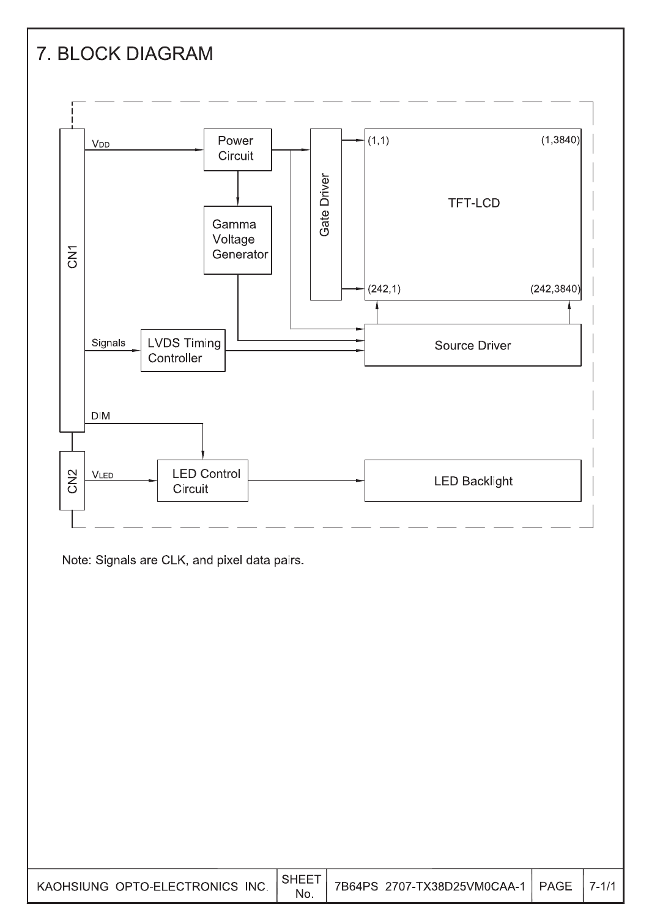# 7. BLOCK DIAGRAM

Note: Signals are CLK, and pixel data pairs.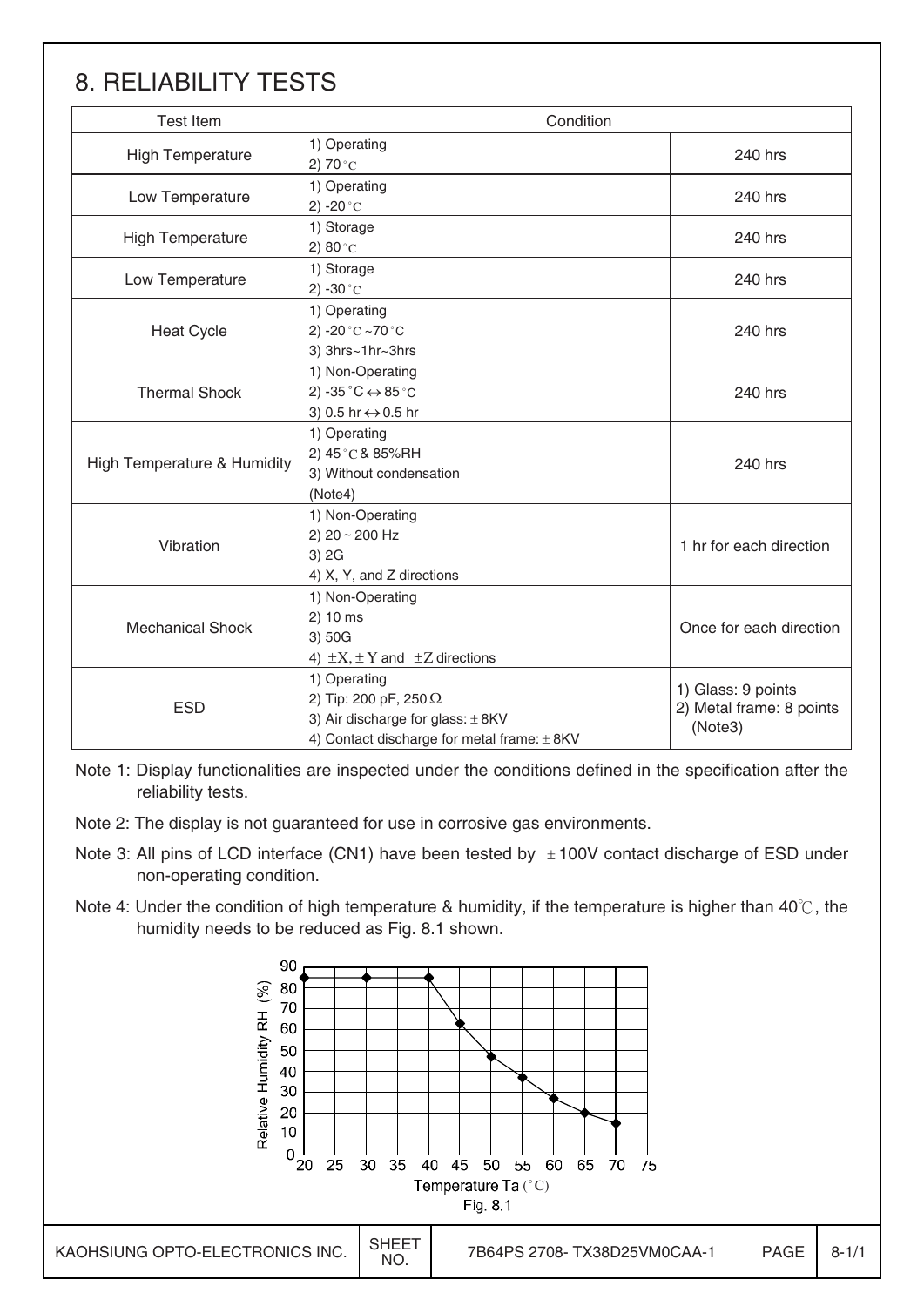# 8. RELIABILITY TESTS

| Test Item | Condition | |
|---|---|---|
| High Temperature | 1) Operating<br>2) 70 °C | 240 hrs |
| Low Temperature | 1) Operating<br>2) -20 °C | 240 hrs |
| High Temperature | 1) Storage<br>2) 80 °C | 240 hrs |
| Low Temperature | 1) Storage<br>2) -30 °C | 240 hrs |
| Heat Cycle | 1) Operating<br>2) -20 °C ~70 °C<br>3) 3hrs~1hr~3hrs | 240 hrs |
| Thermal Shock | 1) Non-Operating<br>2) -35 °C ↔ 85 °C<br>3) 0.5 hr ↔ 0.5 hr | 240 hrs |
| High Temperature & Humidity | 1) Operating<br>2) 45 °C & 85%RH<br>3) Without condensation<br>(Note4) | 240 hrs |
| Vibration | 1) Non-Operating<br>2) 20 ~ 200 Hz<br>3) 2G<br>4) X, Y, and Z directions | 1 hr for each direction |
| Mechanical Shock | 1) Non-Operating<br>2) 10 ms<br>3) 50G<br>4) ±X, ± Y and ±Z directions | Once for each direction |
| ESD | 1) Operating<br>2) Tip: 200 pF, 250 Ω<br>3) Air discharge for glass: ± 8KV<br>4) Contact discharge for metal frame: ± 8KV | 1) Glass: 9 points<br>2) Metal frame: 8 points<br>(Note3) |

Note 1: Display functionalities are inspected under the conditions defined in the specification after the reliability tests.

Note 2: The display is not guaranteed for use in corrosive gas environments.

Note 3: All pins of LCD interface (CN1) have been tested by ±100V contact discharge of ESD under non-operating condition.

Note 4: Under the condition of high temperature & humidity, if the temperature is higher than 40℃, the humidity needs to be reduced as Fig. 8.1 shown.

Fig. 8.1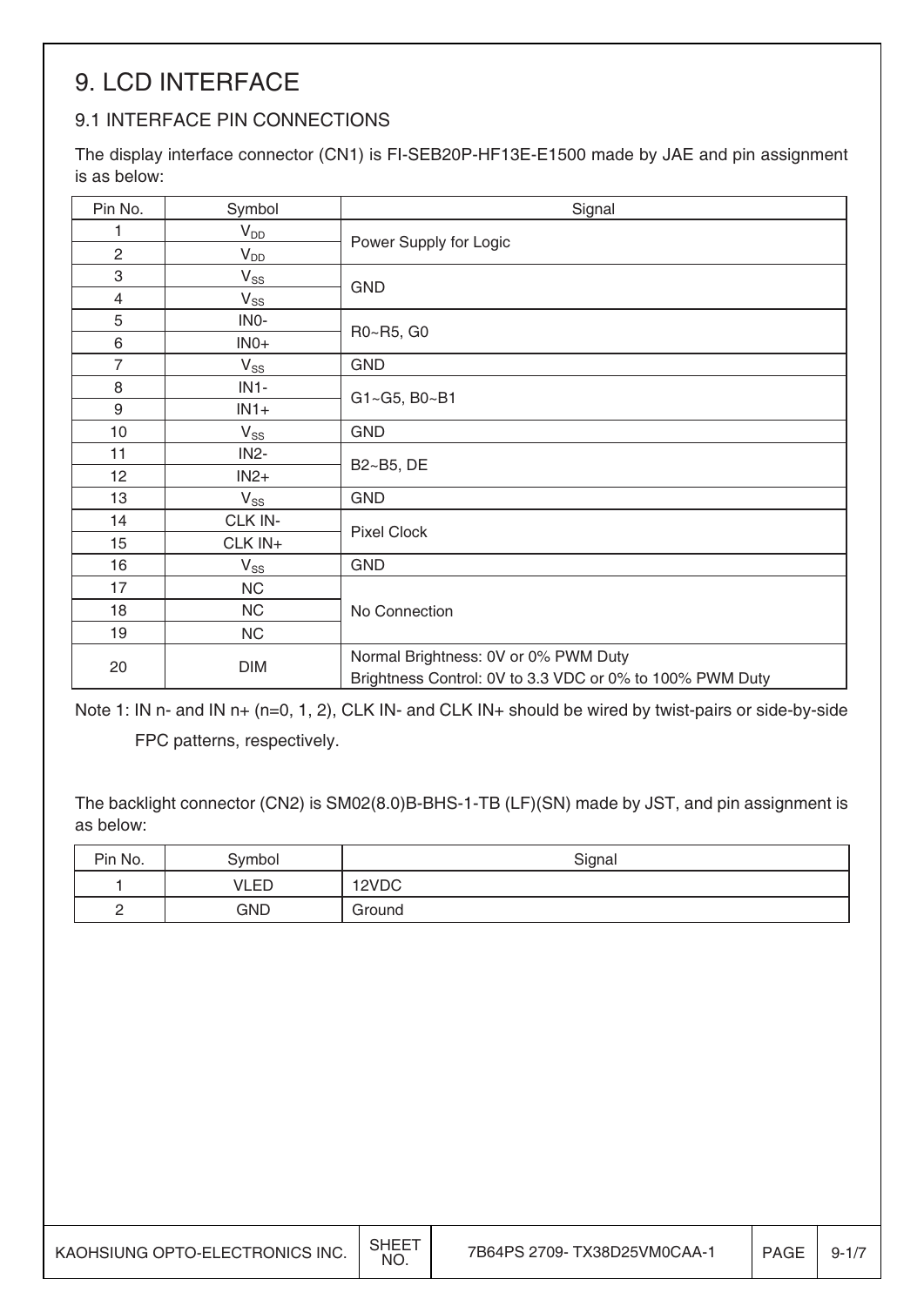# 9. LCD INTERFACE

## 9.1 INTERFACE PIN CONNECTIONS

The display interface connector (CN1) is FI-SEB20P-HF13E-E1500 made by JAE and pin assignment is as below:

| Pin No. | Symbol | Signal |
|---|---|---|
| 1 | $V_{DD}$ | Power Supply for Logic |
| 2 | $V_{DD}$ | |
| 3 | $V_{SS}$ | GND |
| 4 | $V_{SS}$ | |
| 5 | IN0- | R0~R5, G0 |
| 6 | IN0+ | |
| 7 | $V_{SS}$ | GND |
| 8 | IN1- | G1~G5, B0~B1 |
| 9 | IN1+ | |
| 10 | $V_{SS}$ | GND |
| 11 | IN2- | B2~B5, DE |
| 12 | IN2+ | |
| 13 | $V_{SS}$ | GND |
| 14 | CLK IN- | Pixel Clock |
| 15 | CLK IN+ | |
| 16 | $V_{SS}$ | GND |
| 17 | NC | No Connection |
| 18 | NC | |
| 19 | NC | |
| 20 | DIM | Normal Brightness: 0V or 0% PWM Duty<br>Brightness Control: 0V to 3.3 VDC or 0% to 100% PWM Duty |

Note 1: IN n- and IN n+ (n=0, 1, 2), CLK IN- and CLK IN+ should be wired by twist-pairs or side-by-side FPC patterns, respectively.

The backlight connector (CN2) is SM02(8.0)B-BHS-1-TB (LF)(SN) made by JST, and pin assignment is as below:

| Pin No. | Symbol | Signal |
|---|---|---|
| 1 | VLED | 12VDC |
| 2 | GND | Ground |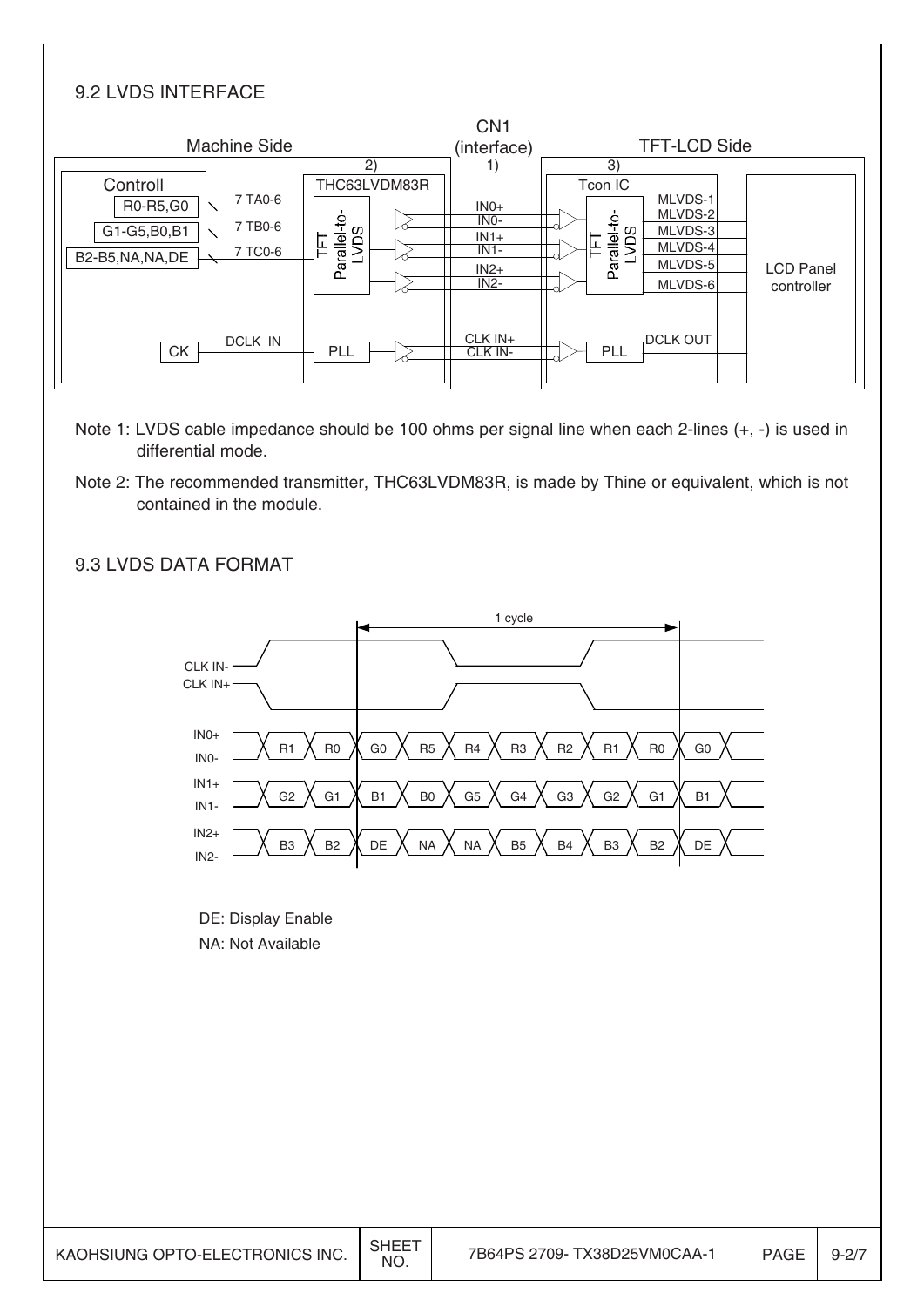## 9.2 LVDS INTERFACE

Note 1: LVDS cable impedance should be 100 ohms per signal line when each 2-lines (+, -) is used in differential mode.

Note 2: The recommended transmitter, THC63LVDM83R, is made by Thine or equivalent, which is not contained in the module.

## 9.3 LVDS DATA FORMAT

DE: Display Enable

NA: Not Available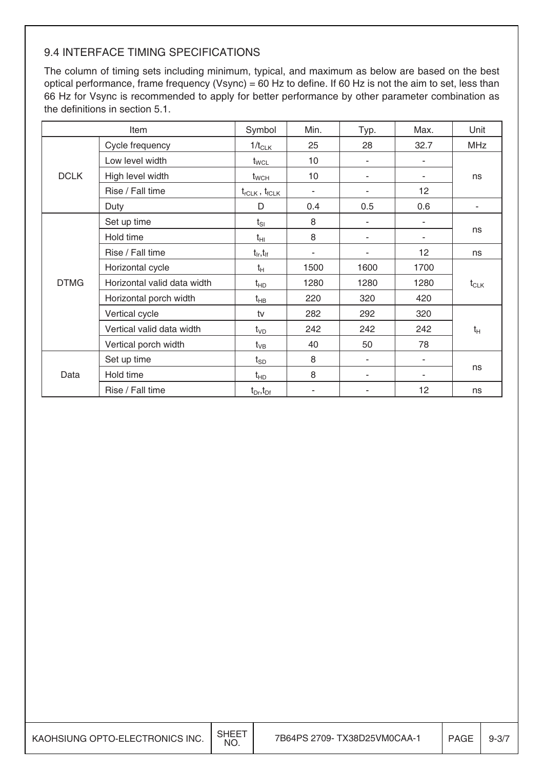### 9.4 INTERFACE TIMING SPECIFICATIONS

The column of timing sets including minimum, typical, and maximum as below are based on the best optical performance, frame frequency (Vsync) = 60 Hz to define. If 60 Hz is not the aim to set, less than 66 Hz for Vsync is recommended to apply for better performance by other parameter combination as the definitions in section 5.1.

| Item | | Symbol | Min. | Typ. | Max. | Unit |
|---|---|---|---|---|---|---|
| DCLK | Cycle frequency | $1/t_{CLK}$ | 25 | 28 | 32.7 | MHz |
| | Low level width | $t_{WCL}$ | 10 | - | - | ns |
| | High level width | $t_{WCH}$ | 10 | - | - | ns |
| | Rise / Fall time | $t_{rCLK}$ , $t_{fCLK}$ | - | - | 12 | ns |
| | Duty | D | 0.4 | 0.5 | 0.6 | - |
| DTMG | Set up time | $t_{SI}$ | 8 | - | - | ns |
| | Hold time | $t_{HI}$ | 8 | - | - | ns |
| | Rise / Fall time | $t_{Ir}$,$t_{If}$ | - | - | 12 | ns |
| | Horizontal cycle | $t_H$ | 1500 | 1600 | 1700 | $t_{CLK}$ |
| | Horizontal valid data width | $t_{HD}$ | 1280 | 1280 | 1280 | $t_{CLK}$ |
| | Horizontal porch width | $t_{HB}$ | 220 | 320 | 420 | $t_{CLK}$ |
| | Vertical cycle | tv | 282 | 292 | 320 | $t_H$ |
| | Vertical valid data width | $t_{VD}$ | 242 | 242 | 242 | $t_H$ |
| | Vertical porch width | $t_{VB}$ | 40 | 50 | 78 | $t_H$ |
| Data | Set up time | $t_{SD}$ | 8 | - | - | ns |
| | Hold time | $t_{HD}$ | 8 | - | - | ns |
| | Rise / Fall time | $t_{Dr}$,$t_{Df}$ | - | - | 12 | ns |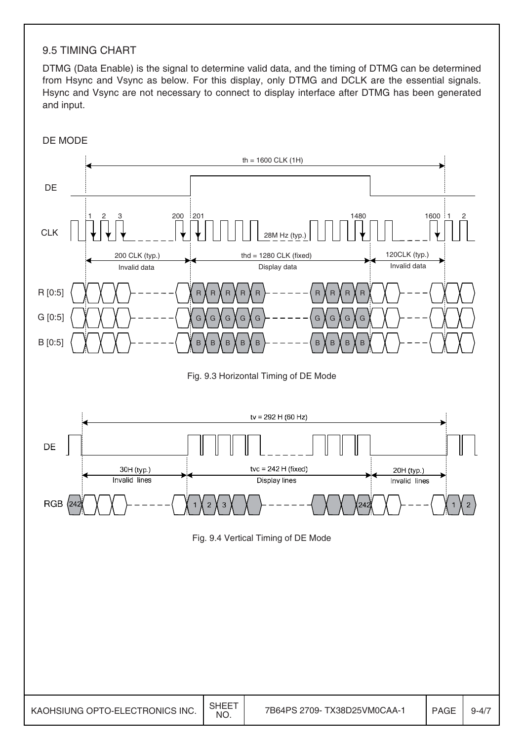## 9.5 TIMING CHART

DTMG (Data Enable) is the signal to determine valid data, and the timing of DTMG can be determined from Hsync and Vsync as below. For this display, only DTMG and DCLK are the essential signals. Hsync and Vsync are not necessary to connect to display interface after DTMG has been generated and input.

DE MODE

th = 1600 CLK (1H)

DE

CLK — 1, 2, 3 ... 200, 201 ... 28M Hz (typ.) ... 1480 ... 1600, 1, 2

200 CLK (typ.) Invalid data | thd = 1280 CLK (fixed) Display data | 120CLK (typ.) Invalid data

R [0:5]

G [0:5]

B [0:5]

Fig. 9.3 Horizontal Timing of DE Mode

tv = 292 H (60 Hz)

DE

30H (typ.) Invalid lines | tvc = 242 H (fixed) Display lines | 20H (typ.) Invalid lines

RGB — 242 ... 1, 2, 3 ... 242 ... 1, 2

Fig. 9.4 Vertical Timing of DE Mode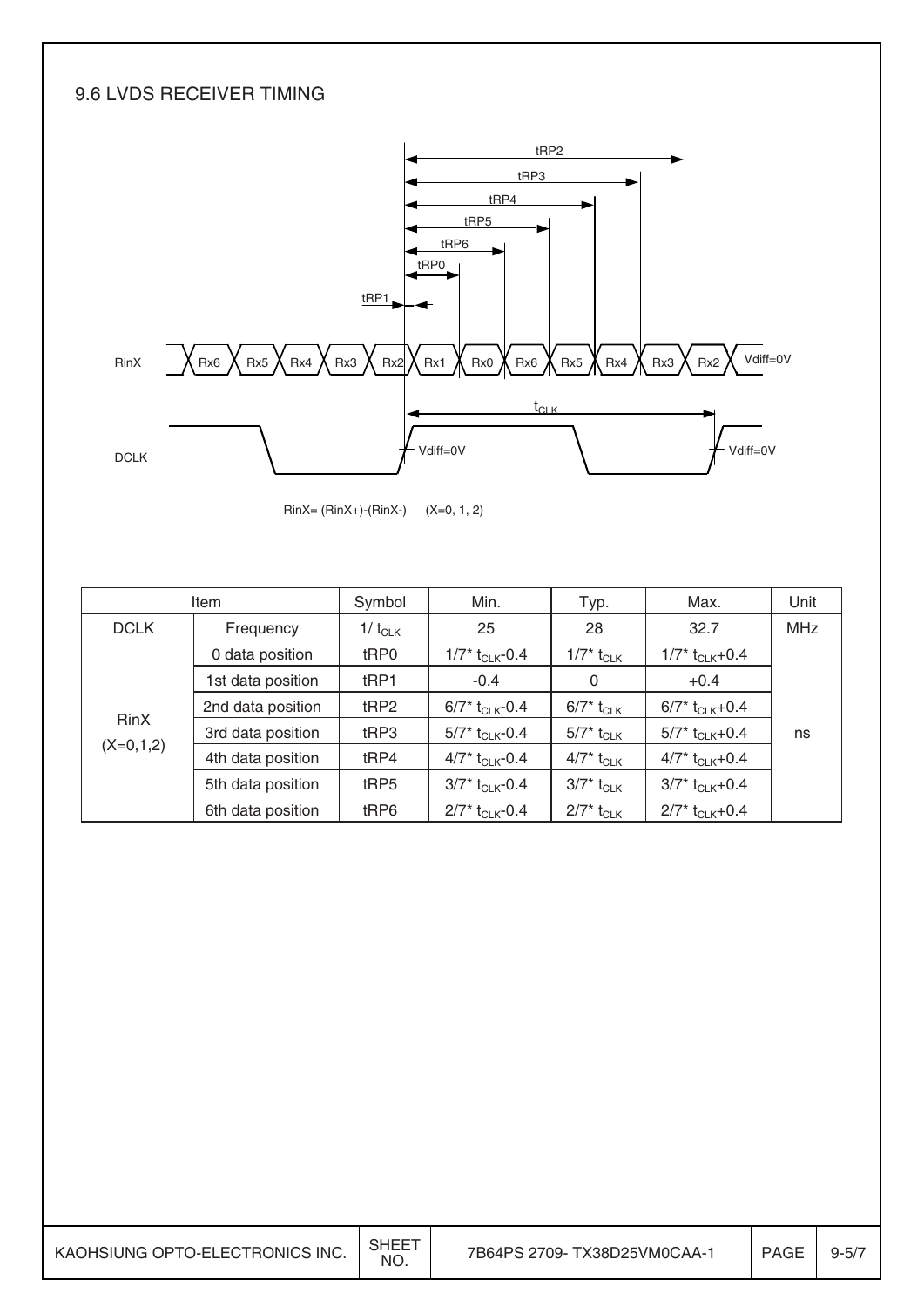## 9.6 LVDS RECEIVER TIMING

RinX= (RinX+)-(RinX-)  (X=0, 1, 2)

| Item | | Symbol | Min. | Typ. | Max. | Unit |
|---|---|---|---|---|---|---|
| DCLK | Frequency | $1/t_{CLK}$ | 25 | 28 | 32.7 | MHz |
| RinX (X=0,1,2) | 0 data position | tRP0 | $1/7*t_{CLK}-0.4$ | $1/7*t_{CLK}$ | $1/7*t_{CLK}+0.4$ | ns |
| | 1st data position | tRP1 | -0.4 | 0 | +0.4 | |
| | 2nd data position | tRP2 | $6/7*t_{CLK}-0.4$ | $6/7*t_{CLK}$ | $6/7*t_{CLK}+0.4$ | |
| | 3rd data position | tRP3 | $5/7*t_{CLK}-0.4$ | $5/7*t_{CLK}$ | $5/7*t_{CLK}+0.4$ | |
| | 4th data position | tRP4 | $4/7*t_{CLK}-0.4$ | $4/7*t_{CLK}$ | $4/7*t_{CLK}+0.4$ | |
| | 5th data position | tRP5 | $3/7*t_{CLK}-0.4$ | $3/7*t_{CLK}$ | $3/7*t_{CLK}+0.4$ | |
| | 6th data position | tRP6 | $2/7*t_{CLK}-0.4$ | $2/7*t_{CLK}$ | $2/7*t_{CLK}+0.4$ | |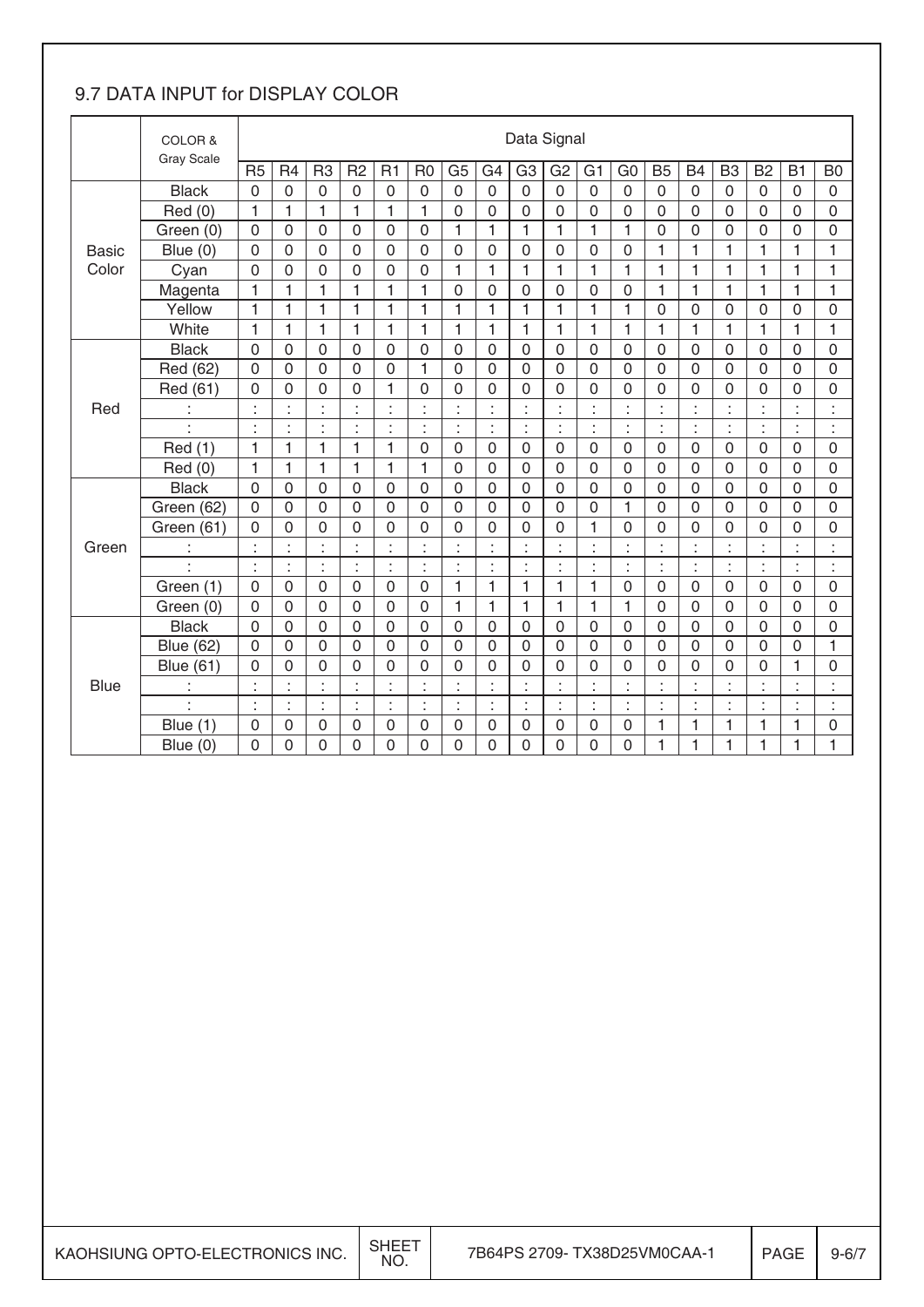## 9.7 DATA INPUT for DISPLAY COLOR

| | COLOR & Gray Scale | Data Signal | | | | | | | | | | | | | | | | | |
|---|---|---|---|---|---|---|---|---|---|---|---|---|---|---|---|---|---|---|---|
| | | R5 | R4 | R3 | R2 | R1 | R0 | G5 | G4 | G3 | G2 | G1 | G0 | B5 | B4 | B3 | B2 | B1 | B0 |
| Basic Color | Black | 0 | 0 | 0 | 0 | 0 | 0 | 0 | 0 | 0 | 0 | 0 | 0 | 0 | 0 | 0 | 0 | 0 | 0 |
| | Red (0) | 1 | 1 | 1 | 1 | 1 | 1 | 0 | 0 | 0 | 0 | 0 | 0 | 0 | 0 | 0 | 0 | 0 | 0 |
| | Green (0) | 0 | 0 | 0 | 0 | 0 | 0 | 1 | 1 | 1 | 1 | 1 | 1 | 0 | 0 | 0 | 0 | 0 | 0 |
| | Blue (0) | 0 | 0 | 0 | 0 | 0 | 0 | 0 | 0 | 0 | 0 | 0 | 0 | 1 | 1 | 1 | 1 | 1 | 1 |
| | Cyan | 0 | 0 | 0 | 0 | 0 | 0 | 1 | 1 | 1 | 1 | 1 | 1 | 1 | 1 | 1 | 1 | 1 | 1 |
| | Magenta | 1 | 1 | 1 | 1 | 1 | 1 | 0 | 0 | 0 | 0 | 0 | 0 | 1 | 1 | 1 | 1 | 1 | 1 |
| | Yellow | 1 | 1 | 1 | 1 | 1 | 1 | 1 | 1 | 1 | 1 | 1 | 1 | 0 | 0 | 0 | 0 | 0 | 0 |
| | White | 1 | 1 | 1 | 1 | 1 | 1 | 1 | 1 | 1 | 1 | 1 | 1 | 1 | 1 | 1 | 1 | 1 | 1 |
| Red | Black | 0 | 0 | 0 | 0 | 0 | 0 | 0 | 0 | 0 | 0 | 0 | 0 | 0 | 0 | 0 | 0 | 0 | 0 |
| | Red (62) | 0 | 0 | 0 | 0 | 0 | 1 | 0 | 0 | 0 | 0 | 0 | 0 | 0 | 0 | 0 | 0 | 0 | 0 |
| | Red (61) | 0 | 0 | 0 | 0 | 1 | 0 | 0 | 0 | 0 | 0 | 0 | 0 | 0 | 0 | 0 | 0 | 0 | 0 |
| | : | : | : | : | : | : | : | : | : | : | : | : | : | : | : | : | : | : | : |
| | : | : | : | : | : | : | : | : | : | : | : | : | : | : | : | : | : | : | : |
| | Red (1) | 1 | 1 | 1 | 1 | 1 | 0 | 0 | 0 | 0 | 0 | 0 | 0 | 0 | 0 | 0 | 0 | 0 | 0 |
| | Red (0) | 1 | 1 | 1 | 1 | 1 | 1 | 0 | 0 | 0 | 0 | 0 | 0 | 0 | 0 | 0 | 0 | 0 | 0 |
| Green | Black | 0 | 0 | 0 | 0 | 0 | 0 | 0 | 0 | 0 | 0 | 0 | 0 | 0 | 0 | 0 | 0 | 0 | 0 |
| | Green (62) | 0 | 0 | 0 | 0 | 0 | 0 | 0 | 0 | 0 | 0 | 0 | 1 | 0 | 0 | 0 | 0 | 0 | 0 |
| | Green (61) | 0 | 0 | 0 | 0 | 0 | 0 | 0 | 0 | 0 | 0 | 1 | 0 | 0 | 0 | 0 | 0 | 0 | 0 |
| | : | : | : | : | : | : | : | : | : | : | : | : | : | : | : | : | : | : | : |
| | : | : | : | : | : | : | : | : | : | : | : | : | : | : | : | : | : | : | : |
| | Green (1) | 0 | 0 | 0 | 0 | 0 | 0 | 1 | 1 | 1 | 1 | 1 | 0 | 0 | 0 | 0 | 0 | 0 | 0 |
| | Green (0) | 0 | 0 | 0 | 0 | 0 | 0 | 1 | 1 | 1 | 1 | 1 | 1 | 0 | 0 | 0 | 0 | 0 | 0 |
| Blue | Black | 0 | 0 | 0 | 0 | 0 | 0 | 0 | 0 | 0 | 0 | 0 | 0 | 0 | 0 | 0 | 0 | 0 | 0 |
| | Blue (62) | 0 | 0 | 0 | 0 | 0 | 0 | 0 | 0 | 0 | 0 | 0 | 0 | 0 | 0 | 0 | 0 | 0 | 1 |
| | Blue (61) | 0 | 0 | 0 | 0 | 0 | 0 | 0 | 0 | 0 | 0 | 0 | 0 | 0 | 0 | 0 | 0 | 1 | 0 |
| | : | : | : | : | : | : | : | : | : | : | : | : | : | : | : | : | : | : | : |
| | : | : | : | : | : | : | : | : | : | : | : | : | : | : | : | : | : | : | : |
| | Blue (1) | 0 | 0 | 0 | 0 | 0 | 0 | 0 | 0 | 0 | 0 | 0 | 0 | 1 | 1 | 1 | 1 | 1 | 0 |
| | Blue (0) | 0 | 0 | 0 | 0 | 0 | 0 | 0 | 0 | 0 | 0 | 0 | 0 | 1 | 1 | 1 | 1 | 1 | 1 |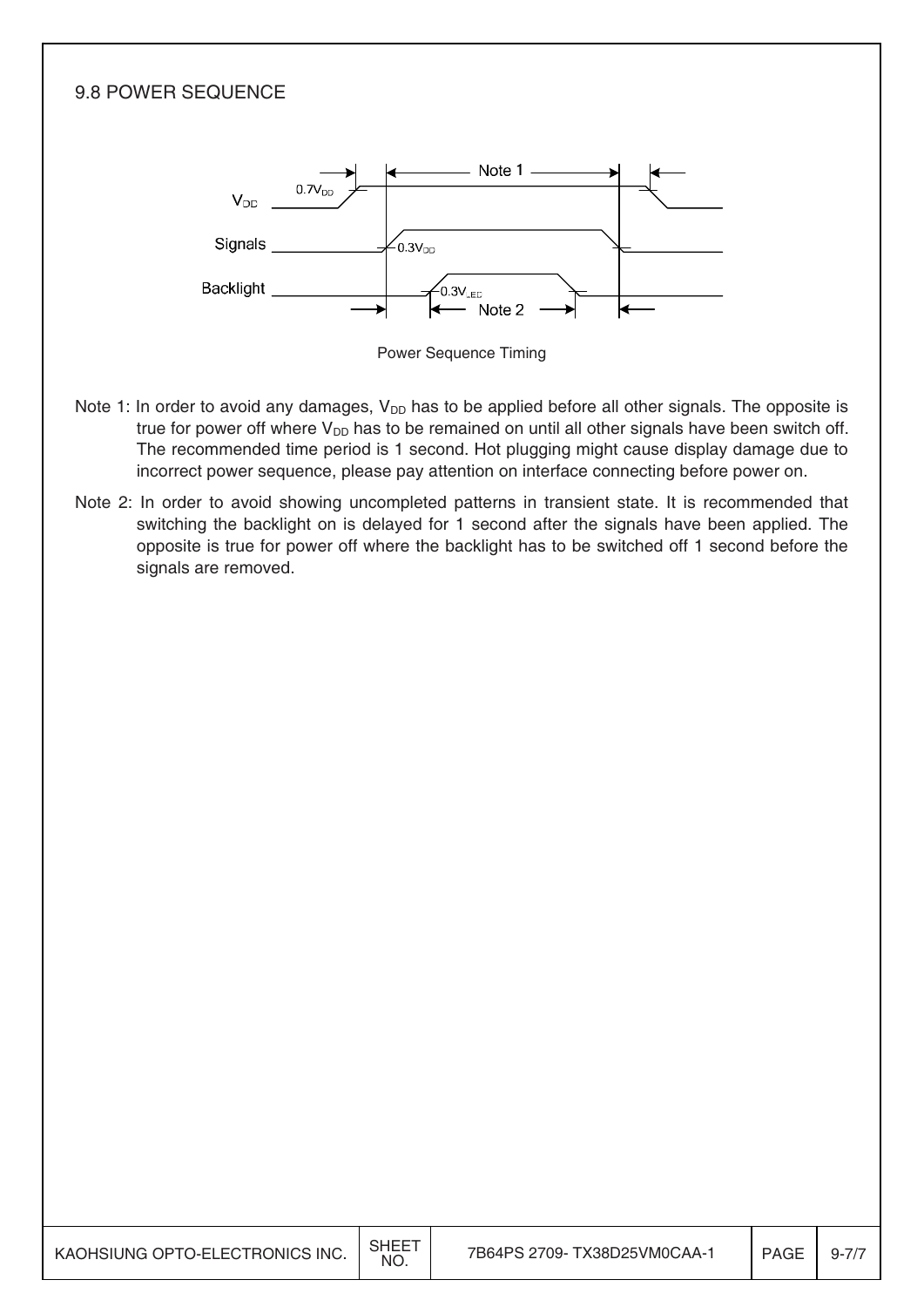## 9.8 POWER SEQUENCE

Power Sequence Timing

Note 1: In order to avoid any damages, $V_{DD}$ has to be applied before all other signals. The opposite is true for power off where $V_{DD}$ has to be remained on until all other signals have been switch off. The recommended time period is 1 second. Hot plugging might cause display damage due to incorrect power sequence, please pay attention on interface connecting before power on.

Note 2: In order to avoid showing uncompleted patterns in transient state. It is recommended that switching the backlight on is delayed for 1 second after the signals have been applied. The opposite is true for power off where the backlight has to be switched off 1 second before the signals are removed.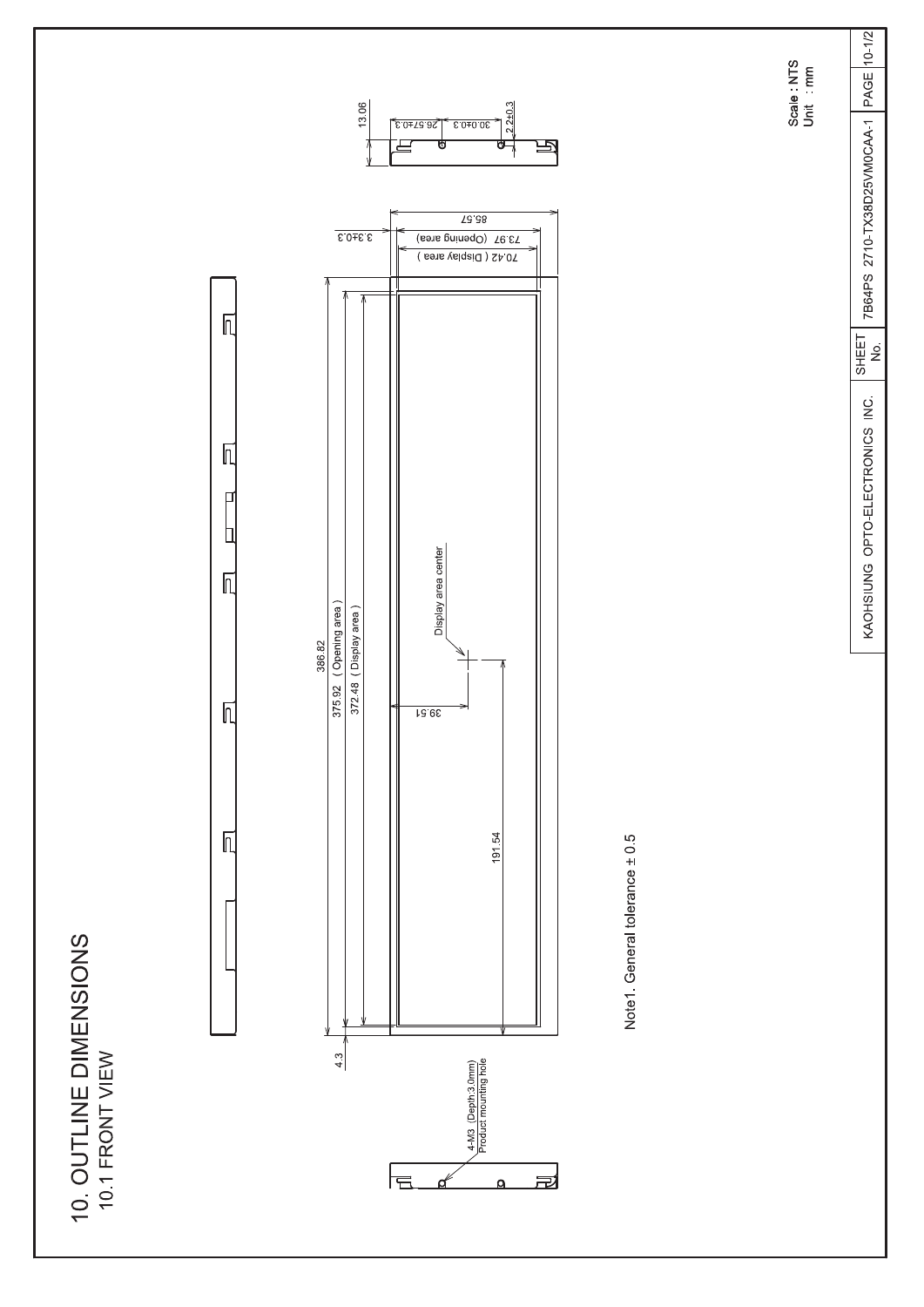# 10. OUTLINE DIMENSIONS

## 10.1 FRONT VIEW

386.82

375.92 ( Opening area )

372.48 ( Display area )

4.3

39.51

191.54

Display area center

85.57

73.97 (Opening area)

70.42 ( Display area )

3.3±0.3

13.06

26.57±0.3

30.0±0.3

2.2±0.3

4-M3 (Depth:3.0mm)
Product mounting hole

Note1. General tolerance ± 0.5

Scale : NTS
Unit : mm

| KAOHSIUNG OPTO-ELECTRONICS INC. | SHEET No. | 7B64PS 2710-TX38D25VM0CAA-1 | PAGE | 10-1/2 |
|---|---|---|---|---|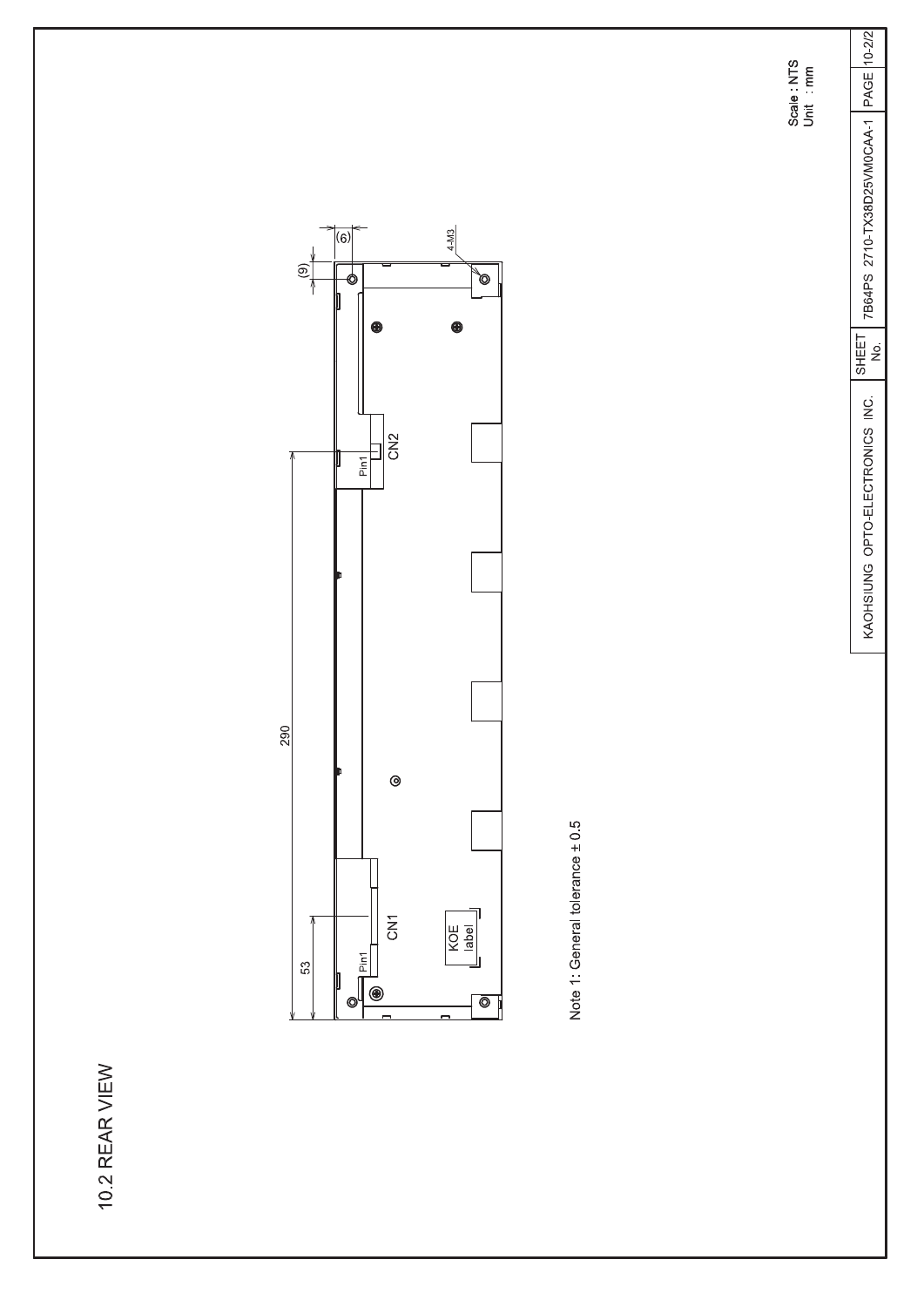## 10.2 REAR VIEW

(6)

(9)

4-M3

290

53

Pin1

CN2

Pin1

CN1

KOE label

Note 1: General tolerance ± 0.5

Scale : NTS
Unit : mm

| KAOHSIUNG OPTO-ELECTRONICS INC. | SHEET No. | 7B64PS 2710-TX38D25VM0CAA-1 | PAGE | 10-2/2 |
|---|---|---|---|---|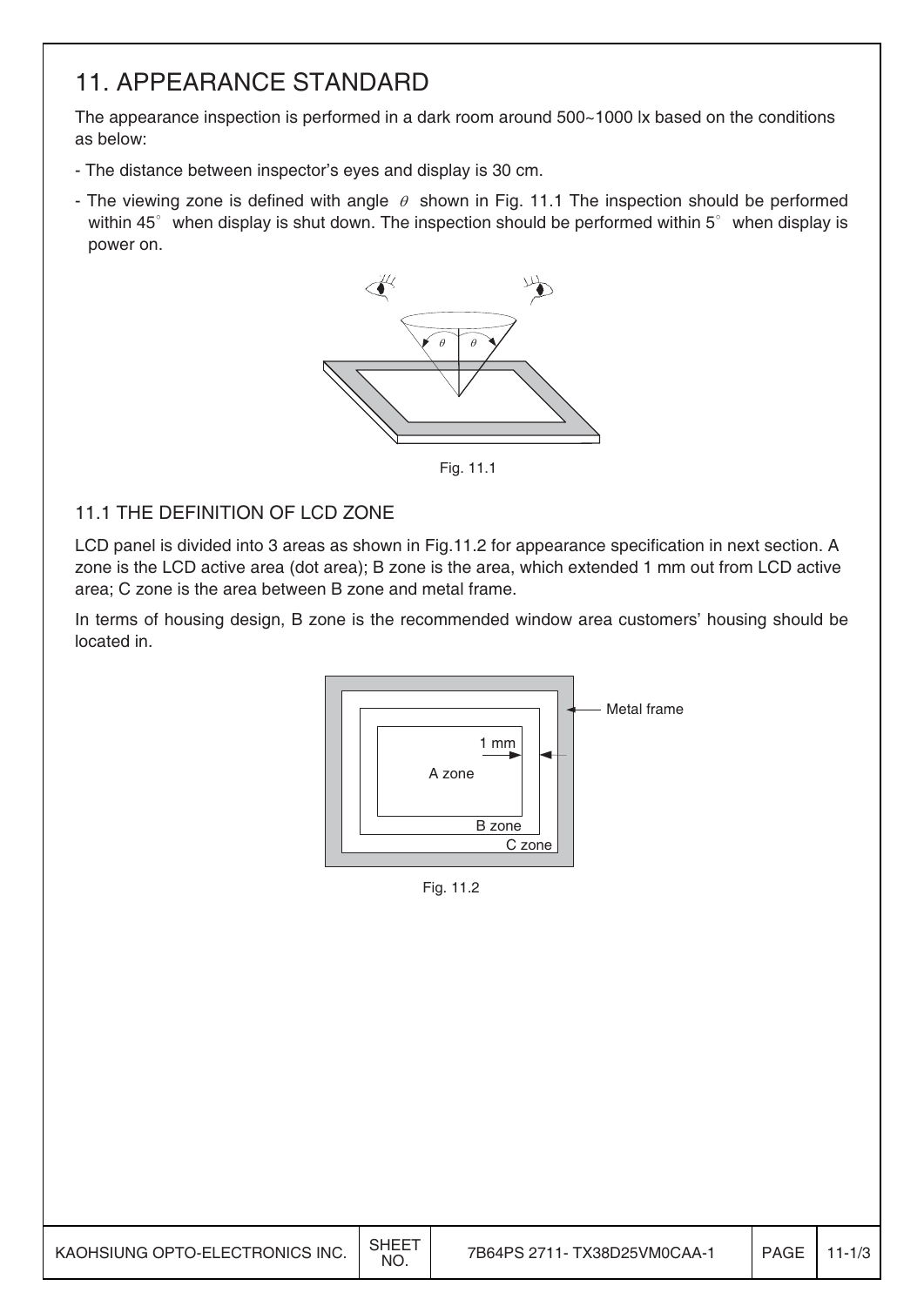# 11. APPEARANCE STANDARD

The appearance inspection is performed in a dark room around 500~1000 lx based on the conditions as below:

- The distance between inspector's eyes and display is 30 cm.
- The viewing zone is defined with angle $\theta$ shown in Fig. 11.1 The inspection should be performed within 45° when display is shut down. The inspection should be performed within 5° when display is power on.

Fig. 11.1

## 11.1 THE DEFINITION OF LCD ZONE

LCD panel is divided into 3 areas as shown in Fig.11.2 for appearance specification in next section. A zone is the LCD active area (dot area); B zone is the area, which extended 1 mm out from LCD active area; C zone is the area between B zone and metal frame.

In terms of housing design, B zone is the recommended window area customers' housing should be located in.

Fig. 11.2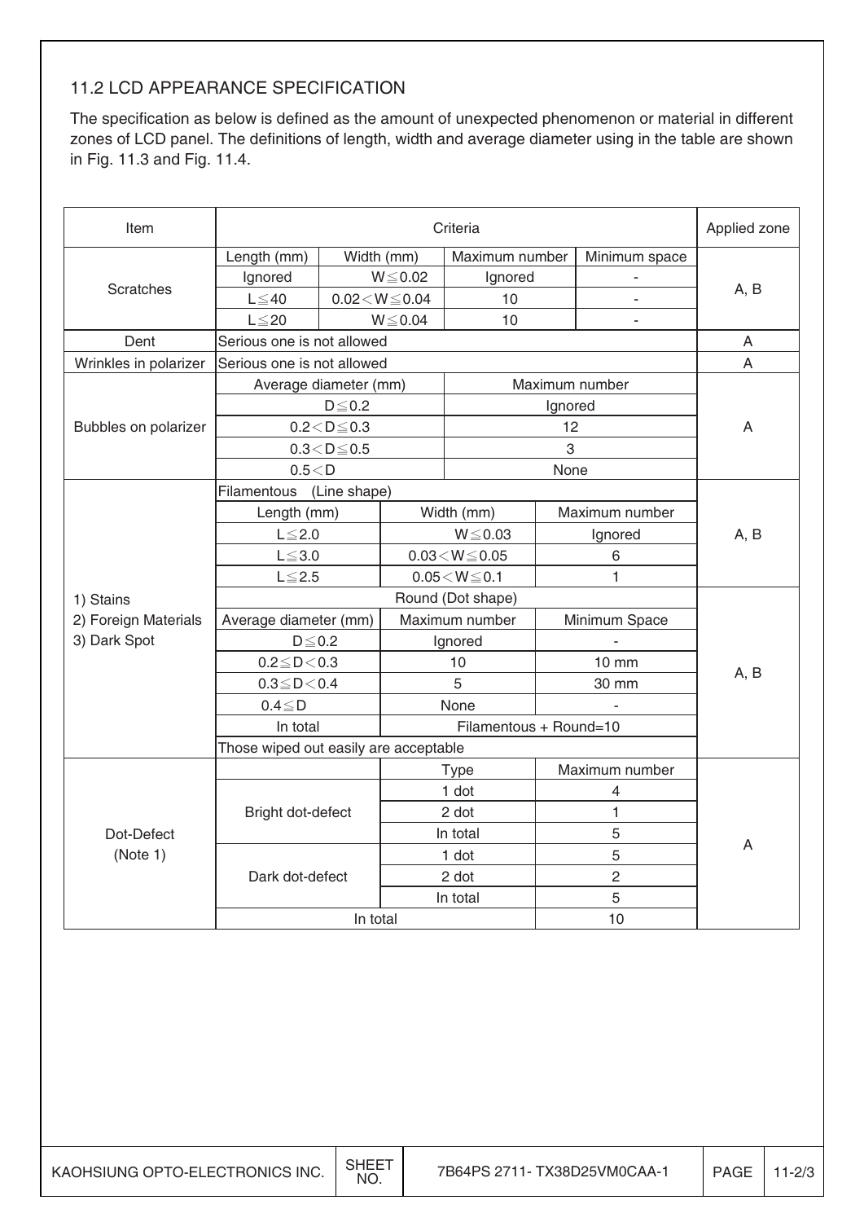## 11.2 LCD APPEARANCE SPECIFICATION

The specification as below is defined as the amount of unexpected phenomenon or material in different zones of LCD panel. The definitions of length, width and average diameter using in the table are shown in Fig. 11.3 and Fig. 11.4.

| Item | Criteria | | | | Applied zone |
|---|---|---|---|---|---|
| Scratches | Length (mm) | Width (mm) | Maximum number | Minimum space | A, B |
| | Ignored | W≦0.02 | Ignored | - | |
| | L≦40 | 0.02<W≦0.04 | 10 | - | |
| | L≦20 | W≦0.04 | 10 | - | |
| Dent | Serious one is not allowed | | | | A |
| Wrinkles in polarizer | Serious one is not allowed | | | | A |
| Bubbles on polarizer | Average diameter (mm) | | Maximum number | | A |
| | D≦0.2 | | Ignored | | |
| | 0.2<D≦0.3 | | 12 | | |
| | 0.3<D≦0.5 | | 3 | | |
| | 0.5<D | | None | | |
| 1) Stains<br>2) Foreign Materials<br>3) Dark Spot | Filamentous (Line shape) | | | | A, B |
| | Length (mm) | Width (mm) | Maximum number | | |
| | L≦2.0 | W≦0.03 | Ignored | | |
| | L≦3.0 | 0.03<W≦0.05 | 6 | | |
| | L≦2.5 | 0.05<W≦0.1 | 1 | | |
| | Round (Dot shape) | | | | A, B |
| | Average diameter (mm) | Maximum number | Minimum Space | | |
| | D≦0.2 | Ignored | - | | |
| | 0.2≦D<0.3 | 10 | 10 mm | | |
| | 0.3≦D<0.4 | 5 | 30 mm | | |
| | 0.4≦D | None | - | | |
| | In total | Filamentous + Round=10 | | | |
| | Those wiped out easily are acceptable | | | | |
| Dot-Defect (Note 1) | | Type | Maximum number | | A |
| | Bright dot-defect | 1 dot | 4 | | |
| | | 2 dot | 1 | | |
| | | In total | 5 | | |
| | Dark dot-defect | 1 dot | 5 | | |
| | | 2 dot | 2 | | |
| | | In total | 5 | | |
| | In total | | 10 | | |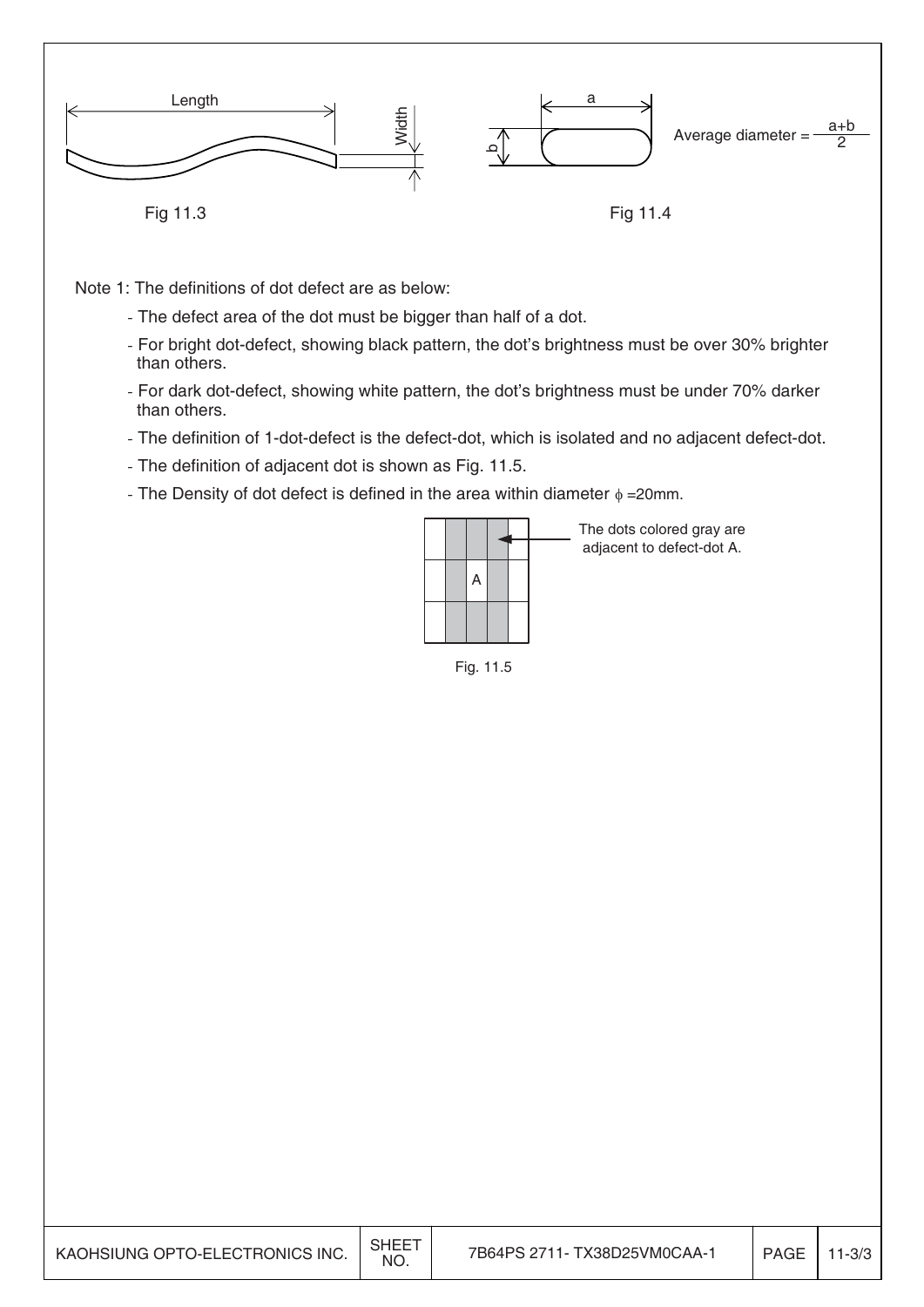Length

Width

Fig 11.3

a

b

Average diameter = $\frac{a+b}{2}$

Fig 11.4

Note 1: The definitions of dot defect are as below:

- The defect area of the dot must be bigger than half of a dot.
- For bright dot-defect, showing black pattern, the dot's brightness must be over 30% brighter than others.
- For dark dot-defect, showing white pattern, the dot's brightness must be under 70% darker than others.
- The definition of 1-dot-defect is the defect-dot, which is isolated and no adjacent defect-dot.
- The definition of adjacent dot is shown as Fig. 11.5.
- The Density of dot defect is defined in the area within diameter $\phi$ =20mm.

| | | | | |
|---|---|---|---|---|
| | | | | |
| | | A | | |
| | | | | |

The dots colored gray are adjacent to defect-dot A.

Fig. 11.5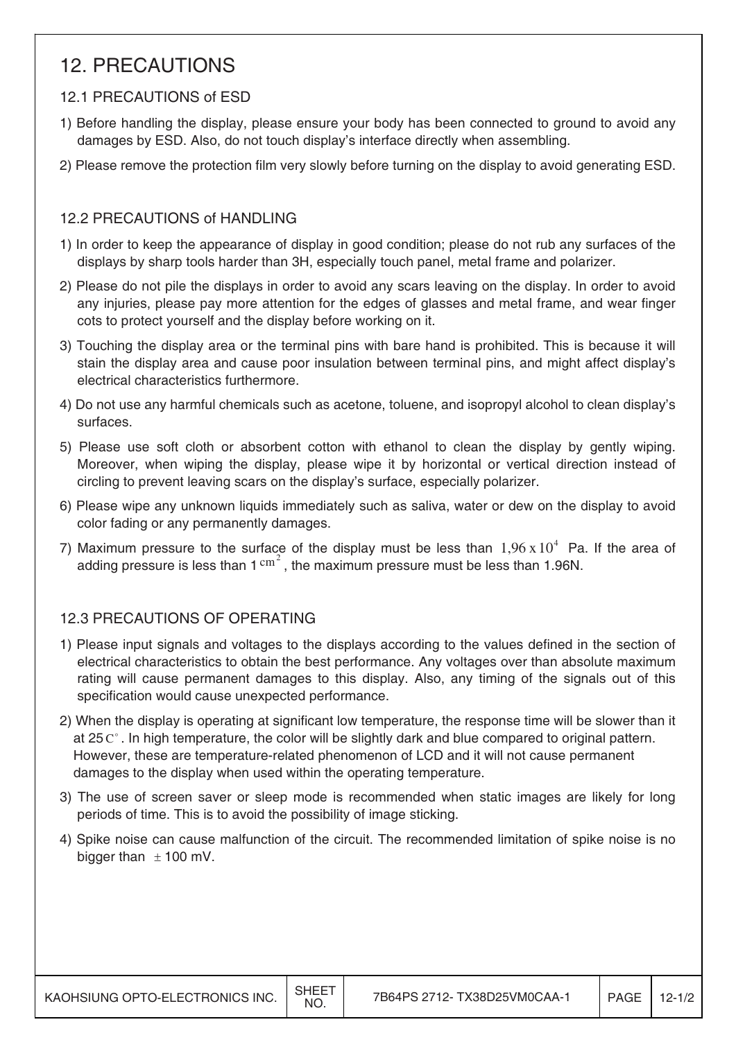# 12. PRECAUTIONS

## 12.1 PRECAUTIONS of ESD

1) Before handling the display, please ensure your body has been connected to ground to avoid any damages by ESD. Also, do not touch display's interface directly when assembling.

2) Please remove the protection film very slowly before turning on the display to avoid generating ESD.

## 12.2 PRECAUTIONS of HANDLING

1) In order to keep the appearance of display in good condition; please do not rub any surfaces of the displays by sharp tools harder than 3H, especially touch panel, metal frame and polarizer.

2) Please do not pile the displays in order to avoid any scars leaving on the display. In order to avoid any injuries, please pay more attention for the edges of glasses and metal frame, and wear finger cots to protect yourself and the display before working on it.

3) Touching the display area or the terminal pins with bare hand is prohibited. This is because it will stain the display area and cause poor insulation between terminal pins, and might affect display's electrical characteristics furthermore.

4) Do not use any harmful chemicals such as acetone, toluene, and isopropyl alcohol to clean display's surfaces.

5) Please use soft cloth or absorbent cotton with ethanol to clean the display by gently wiping. Moreover, when wiping the display, please wipe it by horizontal or vertical direction instead of circling to prevent leaving scars on the display's surface, especially polarizer.

6) Please wipe any unknown liquids immediately such as saliva, water or dew on the display to avoid color fading or any permanently damages.

7) Maximum pressure to the surface of the display must be less than $1{,}96 \times 10^{4}$ Pa. If the area of adding pressure is less than 1 $cm^2$, the maximum pressure must be less than 1.96N.

## 12.3 PRECAUTIONS OF OPERATING

1) Please input signals and voltages to the displays according to the values defined in the section of electrical characteristics to obtain the best performance. Any voltages over than absolute maximum rating will cause permanent damages to this display. Also, any timing of the signals out of this specification would cause unexpected performance.

2) When the display is operating at significant low temperature, the response time will be slower than it at 25 $C^{\circ}$. In high temperature, the color will be slightly dark and blue compared to original pattern. However, these are temperature-related phenomenon of LCD and it will not cause permanent damages to the display when used within the operating temperature.

3) The use of screen saver or sleep mode is recommended when static images are likely for long periods of time. This is to avoid the possibility of image sticking.

4) Spike noise can cause malfunction of the circuit. The recommended limitation of spike noise is no bigger than $\pm$ 100 mV.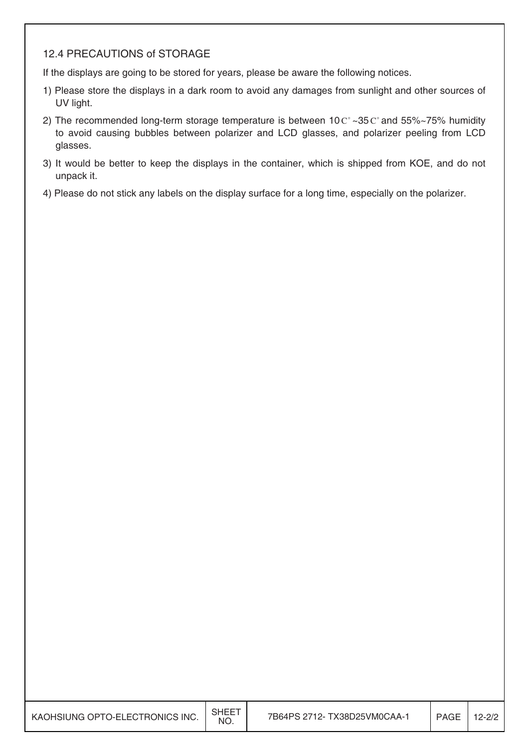## 12.4 PRECAUTIONS of STORAGE

If the displays are going to be stored for years, please be aware the following notices.

1) Please store the displays in a dark room to avoid any damages from sunlight and other sources of UV light.
2) The recommended long-term storage temperature is between 10 C° ~35 C° and 55%~75% humidity to avoid causing bubbles between polarizer and LCD glasses, and polarizer peeling from LCD glasses.
3) It would be better to keep the displays in the container, which is shipped from KOE, and do not unpack it.
4) Please do not stick any labels on the display surface for a long time, especially on the polarizer.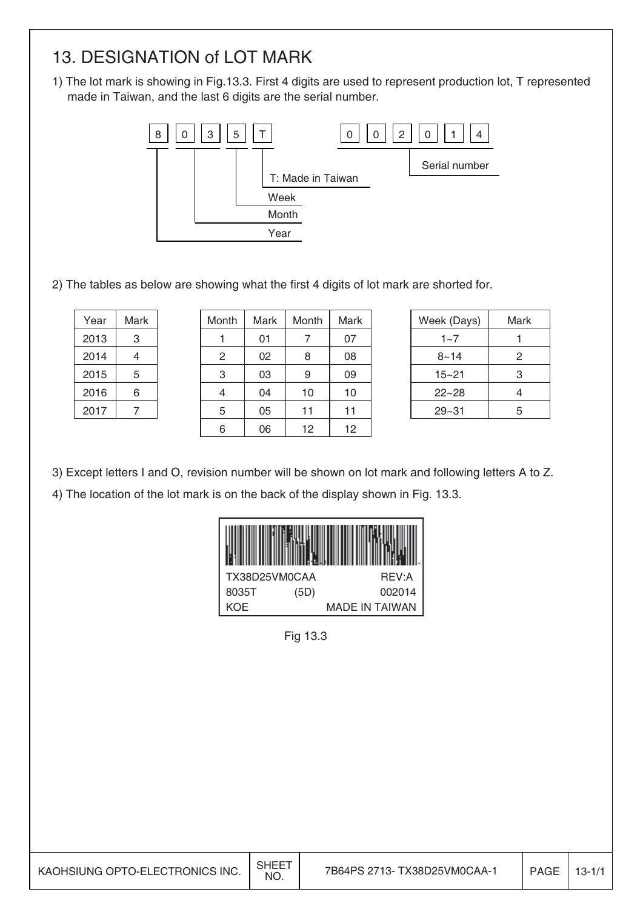# 13. DESIGNATION of LOT MARK

1) The lot mark is showing in Fig.13.3. First 4 digits are used to represent production lot, T represented made in Taiwan, and the last 6 digits are the serial number.

8 0 3 5 T    0 0 2 0 1 4

T: Made in Taiwan
Week
Month
Year
Serial number

2) The tables as below are showing what the first 4 digits of lot mark are shorted for.

| Year | Mark |
|---|---|
| 2013 | 3 |
| 2014 | 4 |
| 2015 | 5 |
| 2016 | 6 |
| 2017 | 7 |

| Month | Mark | Month | Mark |
|---|---|---|---|
| 1 | 01 | 7 | 07 |
| 2 | 02 | 8 | 08 |
| 3 | 03 | 9 | 09 |
| 4 | 04 | 10 | 10 |
| 5 | 05 | 11 | 11 |
| 6 | 06 | 12 | 12 |

| Week (Days) | Mark |
|---|---|
| 1~7 | 1 |
| 8~14 | 2 |
| 15~21 | 3 |
| 22~28 | 4 |
| 29~31 | 5 |

3) Except letters I and O, revision number will be shown on lot mark and following letters A to Z.

4) The location of the lot mark is on the back of the display shown in Fig. 13.3.

TX38D25VM0CAA    REV:A
8035T    (5D)    002014
KOE    MADE IN TAIWAN

Fig 13.3